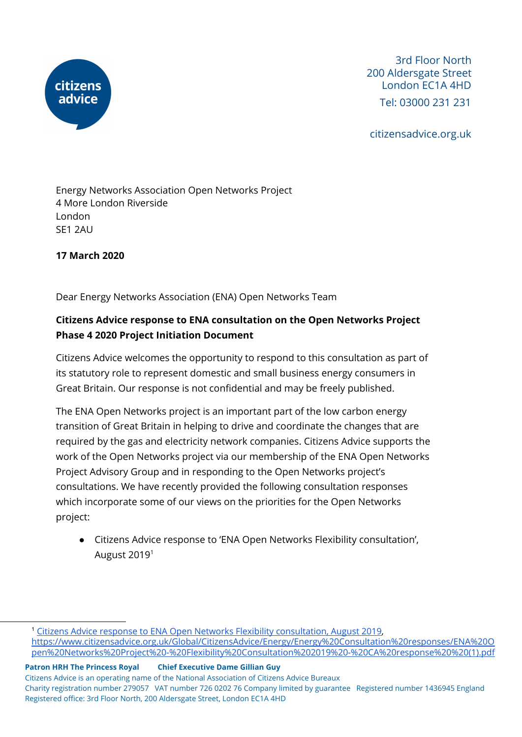3rd Floor North
200 Aldersgate Street
London EC1A 4HD
Tel: 03000 231 231

citizensadvice.org.uk

Energy Networks Association Open Networks Project
4 More London Riverside
London
SE1 2AU

**17 March 2020**

Dear Energy Networks Association (ENA) Open Networks Team

**Citizens Advice response to ENA consultation on the Open Networks Project Phase 4 2020 Project Initiation Document**

Citizens Advice welcomes the opportunity to respond to this consultation as part of its statutory role to represent domestic and small business energy consumers in Great Britain. Our response is not confidential and may be freely published.

The ENA Open Networks project is an important part of the low carbon energy transition of Great Britain in helping to drive and coordinate the changes that are required by the gas and electricity network companies. Citizens Advice supports the work of the Open Networks project via our membership of the ENA Open Networks Project Advisory Group and in responding to the Open Networks project's consultations. We have recently provided the following consultation responses which incorporate some of our views on the priorities for the Open Networks project:

- Citizens Advice response to 'ENA Open Networks Flexibility consultation', August 2019[1]

[1] [Citizens Advice response to ENA Open Networks Flexibility consultation, August 2019](https://www.citizensadvice.org.uk/Global/CitizensAdvice/Energy/Energy%20Consultation%20responses/ENA%20Open%20Networks%20Project%20-%20Flexibility%20Consultation%202019%20-%20CA%20response%20%20(1).pdf), https://www.citizensadvice.org.uk/Global/CitizensAdvice/Energy/Energy%20Consultation%20responses/ENA%20Open%20Networks%20Project%20-%20Flexibility%20Consultation%202019%20-%20CA%20response%20%20(1).pdf

**Patron HRH The Princess Royal** **Chief Executive Dame Gillian Guy**
Citizens Advice is an operating name of the National Association of Citizens Advice Bureaux
Charity registration number 279057 VAT number 726 0202 76 Company limited by guarantee Registered number 1436945 England
Registered office: 3rd Floor North, 200 Aldersgate Street, London EC1A 4HD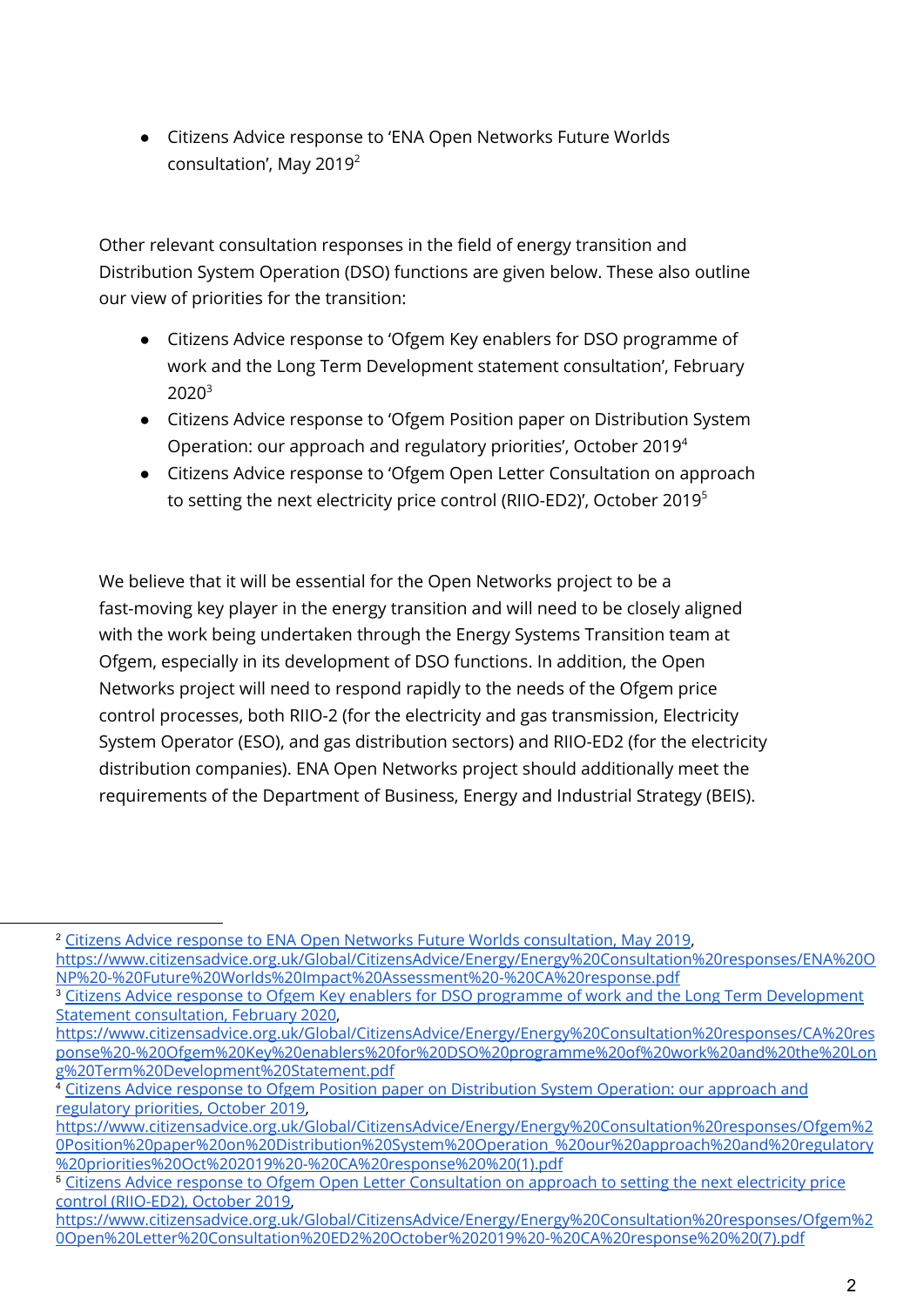- Citizens Advice response to 'ENA Open Networks Future Worlds consultation', May 2019[2]

Other relevant consultation responses in the field of energy transition and Distribution System Operation (DSO) functions are given below. These also outline our view of priorities for the transition:

- Citizens Advice response to 'Ofgem Key enablers for DSO programme of work and the Long Term Development statement consultation', February 2020[3]
- Citizens Advice response to 'Ofgem Position paper on Distribution System Operation: our approach and regulatory priorities', October 2019[4]
- Citizens Advice response to 'Ofgem Open Letter Consultation on approach to setting the next electricity price control (RIIO-ED2)', October 2019[5]

We believe that it will be essential for the Open Networks project to be a fast-moving key player in the energy transition and will need to be closely aligned with the work being undertaken through the Energy Systems Transition team at Ofgem, especially in its development of DSO functions. In addition, the Open Networks project will need to respond rapidly to the needs of the Ofgem price control processes, both RIIO-2 (for the electricity and gas transmission, Electricity System Operator (ESO), and gas distribution sectors) and RIIO-ED2 (for the electricity distribution companies). ENA Open Networks project should additionally meet the requirements of the Department of Business, Energy and Industrial Strategy (BEIS).

---

[2] Citizens Advice response to ENA Open Networks Future Worlds consultation, May 2019, https://www.citizensadvice.org.uk/Global/CitizensAdvice/Energy/Energy%20Consultation%20responses/ENA%20ONP%20-%20Future%20Worlds%20Impact%20Assessment%20-%20CA%20response.pdf

[3] Citizens Advice response to Ofgem Key enablers for DSO programme of work and the Long Term Development Statement consultation, February 2020, https://www.citizensadvice.org.uk/Global/CitizensAdvice/Energy/Energy%20Consultation%20responses/CA%20response%20-%20Ofgem%20Key%20enablers%20for%20DSO%20programme%20of%20work%20and%20the%20Long%20Term%20Development%20Statement.pdf

[4] Citizens Advice response to Ofgem Position paper on Distribution System Operation: our approach and regulatory priorities, October 2019, https://www.citizensadvice.org.uk/Global/CitizensAdvice/Energy/Energy%20Consultation%20responses/Ofgem%20Position%20paper%20on%20Distribution%20System%20Operation_%20our%20approach%20and%20regulatory%20priorities%20Oct%202019%20-%20CA%20response%20%20(1).pdf

[5] Citizens Advice response to Ofgem Open Letter Consultation on approach to setting the next electricity price control (RIIO-ED2), October 2019, https://www.citizensadvice.org.uk/Global/CitizensAdvice/Energy/Energy%20Consultation%20responses/Ofgem%20Open%20Letter%20Consultation%20ED2%20October%202019%20-%20CA%20response%20%20(7).pdf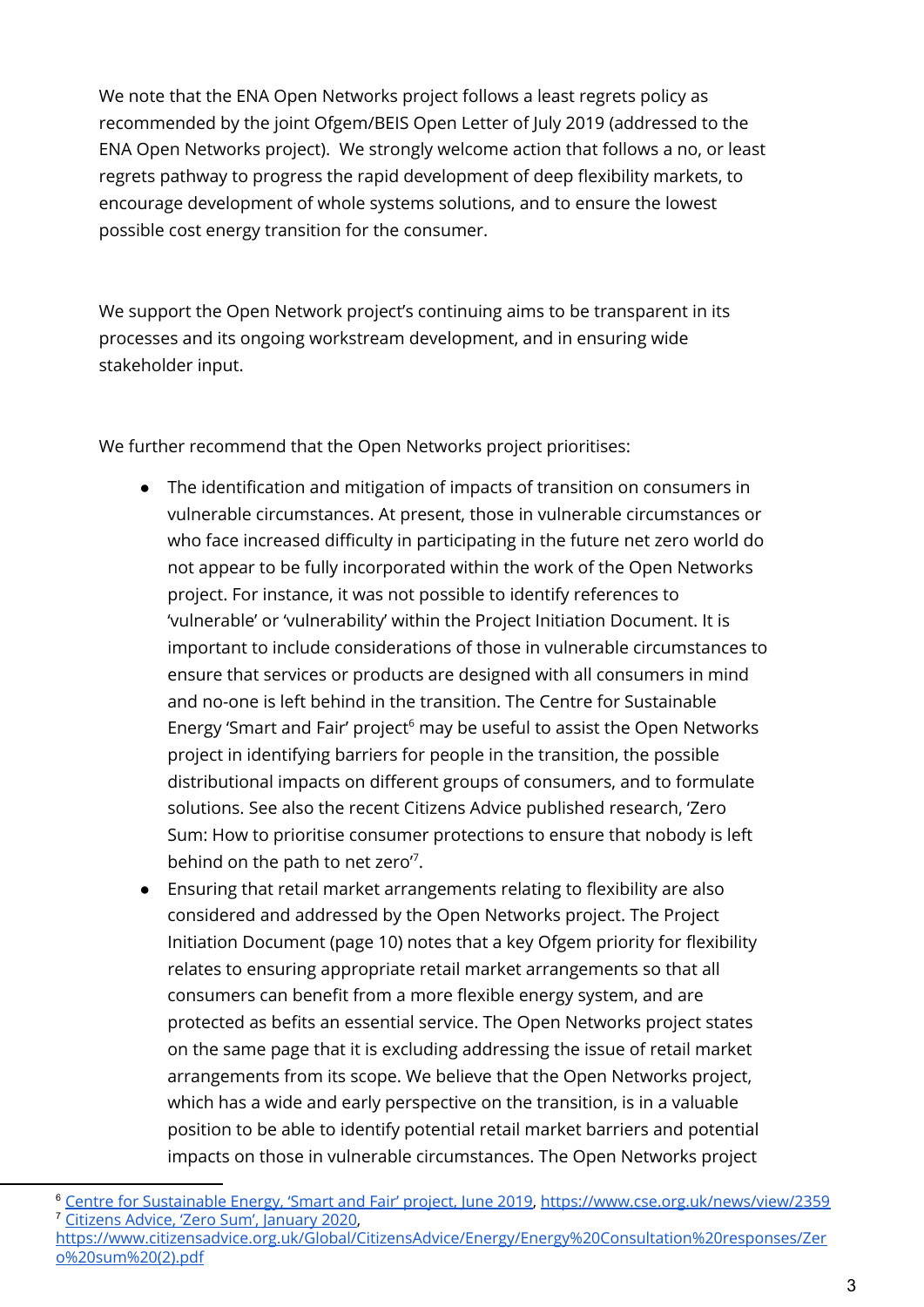We note that the ENA Open Networks project follows a least regrets policy as recommended by the joint Ofgem/BEIS Open Letter of July 2019 (addressed to the ENA Open Networks project). We strongly welcome action that follows a no, or least regrets pathway to progress the rapid development of deep flexibility markets, to encourage development of whole systems solutions, and to ensure the lowest possible cost energy transition for the consumer.

We support the Open Network project's continuing aims to be transparent in its processes and its ongoing workstream development, and in ensuring wide stakeholder input.

We further recommend that the Open Networks project prioritises:

- The identification and mitigation of impacts of transition on consumers in vulnerable circumstances. At present, those in vulnerable circumstances or who face increased difficulty in participating in the future net zero world do not appear to be fully incorporated within the work of the Open Networks project. For instance, it was not possible to identify references to 'vulnerable' or 'vulnerability' within the Project Initiation Document. It is important to include considerations of those in vulnerable circumstances to ensure that services or products are designed with all consumers in mind and no-one is left behind in the transition. The Centre for Sustainable Energy 'Smart and Fair' project[6] may be useful to assist the Open Networks project in identifying barriers for people in the transition, the possible distributional impacts on different groups of consumers, and to formulate solutions. See also the recent Citizens Advice published research, 'Zero Sum: How to prioritise consumer protections to ensure that nobody is left behind on the path to net zero'[7].
- Ensuring that retail market arrangements relating to flexibility are also considered and addressed by the Open Networks project. The Project Initiation Document (page 10) notes that a key Ofgem priority for flexibility relates to ensuring appropriate retail market arrangements so that all consumers can benefit from a more flexible energy system, and are protected as befits an essential service. The Open Networks project states on the same page that it is excluding addressing the issue of retail market arrangements from its scope. We believe that the Open Networks project, which has a wide and early perspective on the transition, is in a valuable position to be able to identify potential retail market barriers and potential impacts on those in vulnerable circumstances. The Open Networks project

[6] Centre for Sustainable Energy, 'Smart and Fair' project, June 2019, https://www.cse.org.uk/news/view/2359
[7] Citizens Advice, 'Zero Sum', January 2020, https://www.citizensadvice.org.uk/Global/CitizensAdvice/Energy/Energy%20Consultation%20responses/Zero%20sum%20(2).pdf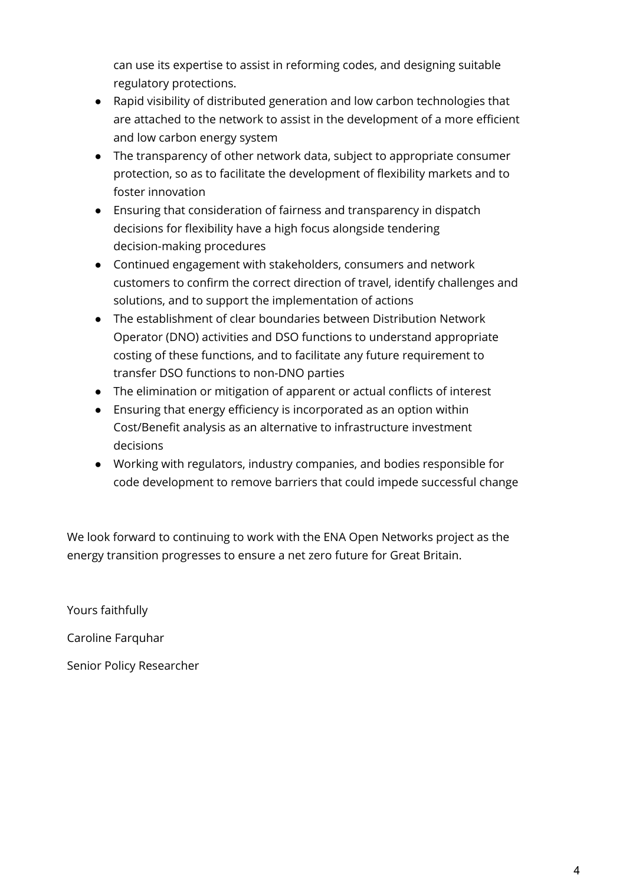can use its expertise to assist in reforming codes, and designing suitable regulatory protections.

- Rapid visibility of distributed generation and low carbon technologies that are attached to the network to assist in the development of a more efficient and low carbon energy system
- The transparency of other network data, subject to appropriate consumer protection, so as to facilitate the development of flexibility markets and to foster innovation
- Ensuring that consideration of fairness and transparency in dispatch decisions for flexibility have a high focus alongside tendering decision-making procedures
- Continued engagement with stakeholders, consumers and network customers to confirm the correct direction of travel, identify challenges and solutions, and to support the implementation of actions
- The establishment of clear boundaries between Distribution Network Operator (DNO) activities and DSO functions to understand appropriate costing of these functions, and to facilitate any future requirement to transfer DSO functions to non-DNO parties
- The elimination or mitigation of apparent or actual conflicts of interest
- Ensuring that energy efficiency is incorporated as an option within Cost/Benefit analysis as an alternative to infrastructure investment decisions
- Working with regulators, industry companies, and bodies responsible for code development to remove barriers that could impede successful change

We look forward to continuing to work with the ENA Open Networks project as the energy transition progresses to ensure a net zero future for Great Britain.

Yours faithfully

Caroline Farquhar

Senior Policy Researcher